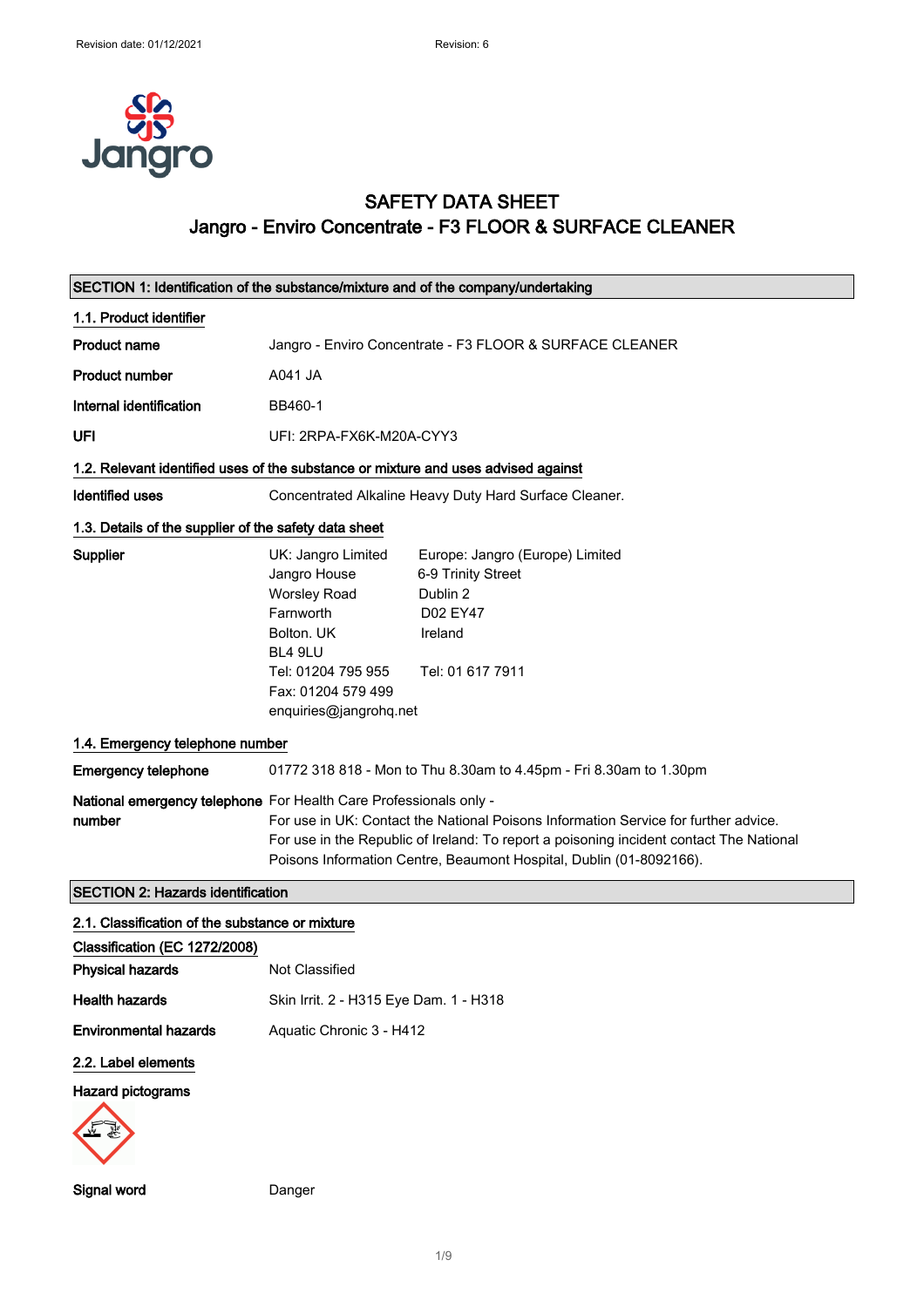# SAFETY DATA SHEET
## Jangro - Enviro Concentrate - F3 FLOOR & SURFACE CLEANER

## SECTION 1: Identification of the substance/mixture and of the company/undertaking

### 1.1. Product identifier

| | |
|---|---|
| **Product name** | Jangro - Enviro Concentrate - F3 FLOOR & SURFACE CLEANER |
| **Product number** | A041 JA |
| **Internal identification** | BB460-1 |
| **UFI** | UFI: 2RPA-FX6K-M20A-CYY3 |

### 1.2. Relevant identified uses of the substance or mixture and uses advised against

| | |
|---|---|
| **Identified uses** | Concentrated Alkaline Heavy Duty Hard Surface Cleaner. |

### 1.3. Details of the supplier of the safety data sheet

**Supplier**

UK: Jangro Limited
Jangro House
Worsley Road
Farnworth
Bolton. UK
BL4 9LU
Tel: 01204 795 955
Fax: 01204 579 499
enquiries@jangrohq.net

Europe: Jangro (Europe) Limited
6-9 Trinity Street
Dublin 2
D02 EY47
Ireland
Tel: 01 617 7911

### 1.4. Emergency telephone number

| | |
|---|---|
| **Emergency telephone** | 01772 318 818 - Mon to Thu 8.30am to 4.45pm - Fri 8.30am to 1.30pm |
| **National emergency telephone number** | For Health Care Professionals only - For use in UK: Contact the National Poisons Information Service for further advice. For use in the Republic of Ireland: To report a poisoning incident contact The National Poisons Information Centre, Beaumont Hospital, Dublin (01-8092166). |

## SECTION 2: Hazards identification

### 2.1. Classification of the substance or mixture

**Classification (EC 1272/2008)**

| | |
|---|---|
| **Physical hazards** | Not Classified |
| **Health hazards** | Skin Irrit. 2 - H315 Eye Dam. 1 - H318 |
| **Environmental hazards** | Aquatic Chronic 3 - H412 |

### 2.2. Label elements

**Hazard pictograms**

| | |
|---|---|
| **Signal word** | Danger |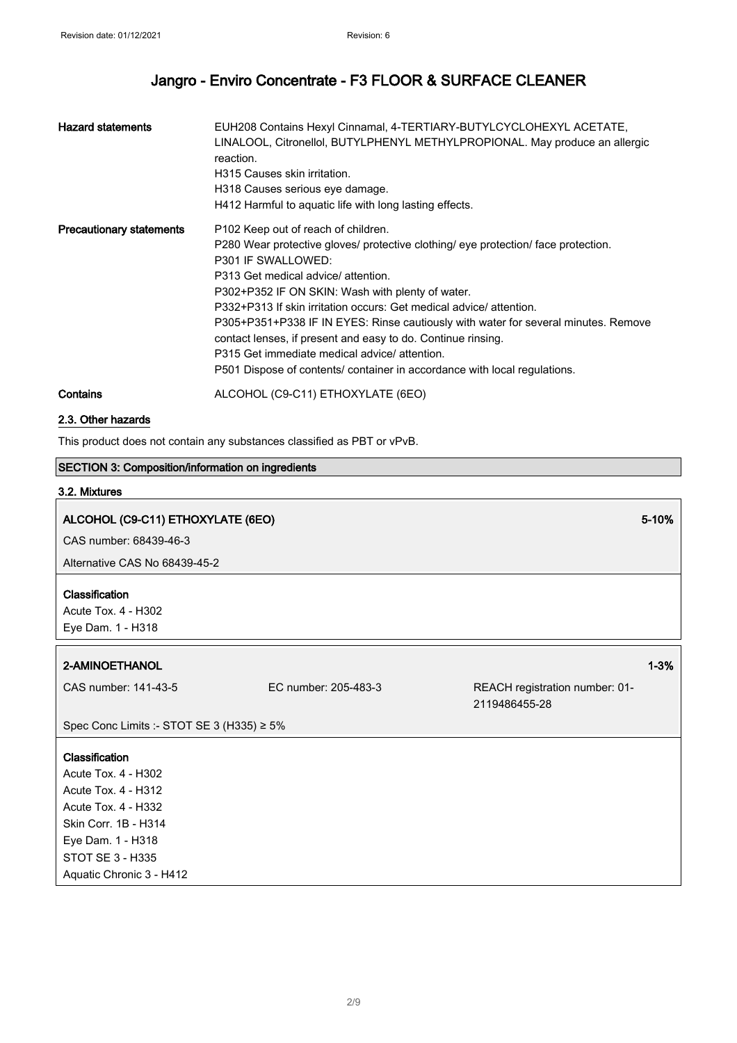| | |
|---|---|
| **Hazard statements** | EUH208 Contains Hexyl Cinnamal, 4-TERTIARY-BUTYLCYCLOHEXYL ACETATE, LINALOOL, Citronellol, BUTYLPHENYL METHYLPROPIONAL. May produce an allergic reaction.<br>H315 Causes skin irritation.<br>H318 Causes serious eye damage.<br>H412 Harmful to aquatic life with long lasting effects. |
| **Precautionary statements** | P102 Keep out of reach of children.<br>P280 Wear protective gloves/ protective clothing/ eye protection/ face protection.<br>P301 IF SWALLOWED:<br>P313 Get medical advice/ attention.<br>P302+P352 IF ON SKIN: Wash with plenty of water.<br>P332+P313 If skin irritation occurs: Get medical advice/ attention.<br>P305+P351+P338 IF IN EYES: Rinse cautiously with water for several minutes. Remove contact lenses, if present and easy to do. Continue rinsing.<br>P315 Get immediate medical advice/ attention.<br>P501 Dispose of contents/ container in accordance with local regulations. |
| **Contains** | ALCOHOL (C9-C11) ETHOXYLATE (6EO) |

### 2.3. Other hazards

This product does not contain any substances classified as PBT or vPvB.

## SECTION 3: Composition/information on ingredients

### 3.2. Mixtures

**ALCOHOL (C9-C11) ETHOXYLATE (6EO)** 5-10%

CAS number: 68439-46-3

Alternative CAS No 68439-45-2

**Classification**

Acute Tox. 4 - H302
Eye Dam. 1 - H318

**2-AMINOETHANOL** 1-3%

| CAS number: 141-43-5 | EC number: 205-483-3 | REACH registration number: 01-2119486455-28 |
|---|---|---|

Spec Conc Limits :- STOT SE 3 (H335) ≥ 5%

**Classification**

Acute Tox. 4 - H302
Acute Tox. 4 - H312
Acute Tox. 4 - H332
Skin Corr. 1B - H314
Eye Dam. 1 - H318
STOT SE 3 - H335
Aquatic Chronic 3 - H412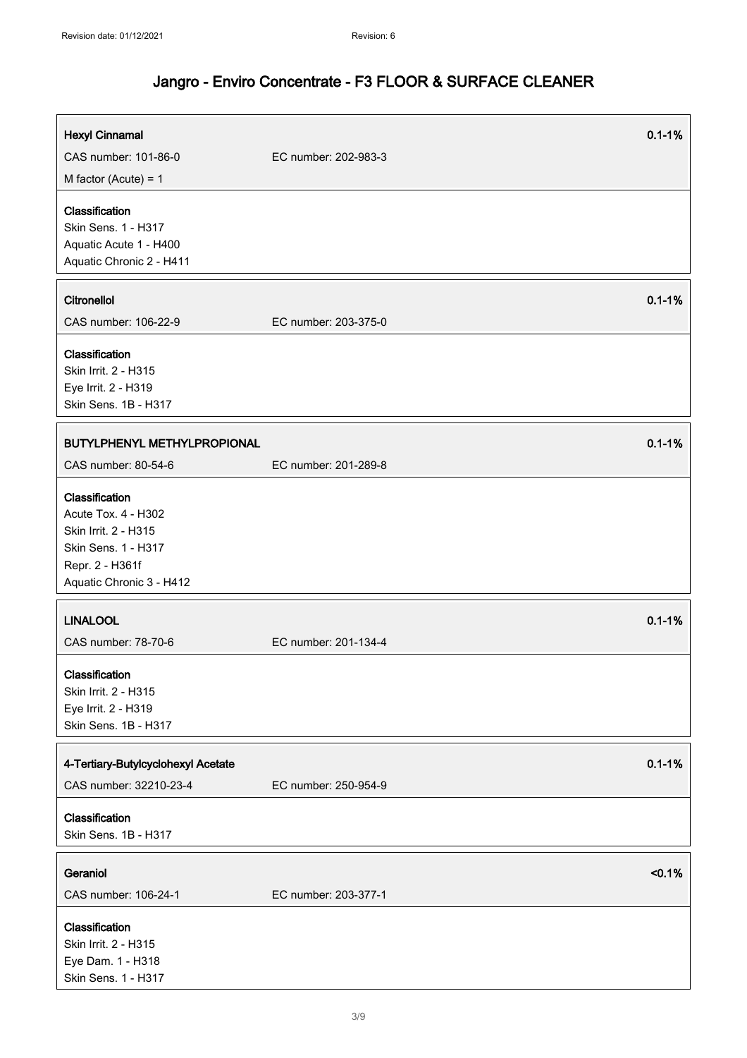**Hexyl Cinnamal** 0.1-1%

CAS number: 101-86-0 EC number: 202-983-3

M factor (Acute) = 1

**Classification**
Skin Sens. 1 - H317
Aquatic Acute 1 - H400
Aquatic Chronic 2 - H411

**Citronellol** 0.1-1%

CAS number: 106-22-9 EC number: 203-375-0

**Classification**
Skin Irrit. 2 - H315
Eye Irrit. 2 - H319
Skin Sens. 1B - H317

**BUTYLPHENYL METHYLPROPIONAL** 0.1-1%

CAS number: 80-54-6 EC number: 201-289-8

**Classification**
Acute Tox. 4 - H302
Skin Irrit. 2 - H315
Skin Sens. 1 - H317
Repr. 2 - H361f
Aquatic Chronic 3 - H412

**LINALOOL** 0.1-1%

CAS number: 78-70-6 EC number: 201-134-4

**Classification**
Skin Irrit. 2 - H315
Eye Irrit. 2 - H319
Skin Sens. 1B - H317

**4-Tertiary-Butylcyclohexyl Acetate** 0.1-1%

CAS number: 32210-23-4 EC number: 250-954-9

**Classification**
Skin Sens. 1B - H317

**Geraniol** <0.1%

CAS number: 106-24-1 EC number: 203-377-1

**Classification**
Skin Irrit. 2 - H315
Eye Dam. 1 - H318
Skin Sens. 1 - H317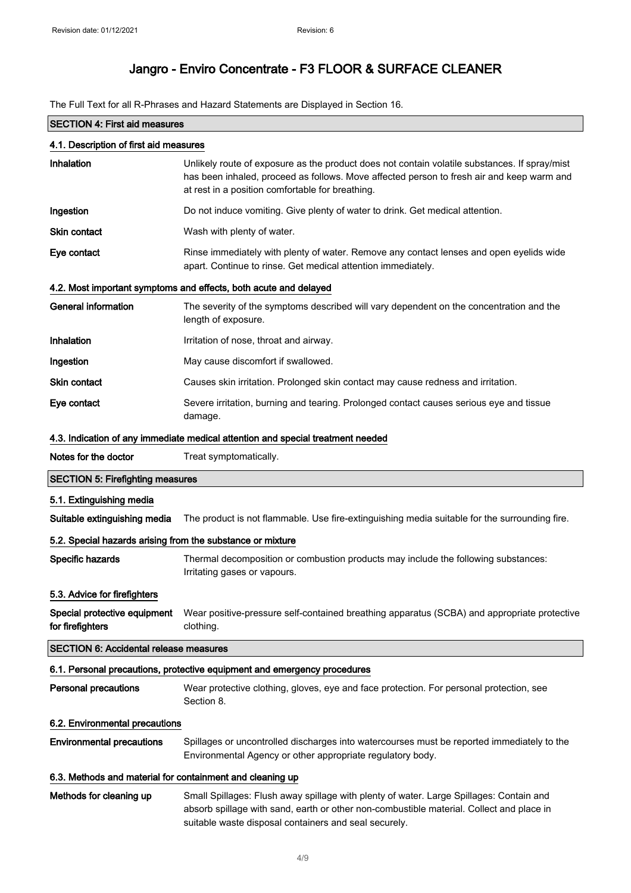The Full Text for all R-Phrases and Hazard Statements are Displayed in Section 16.

## SECTION 4: First aid measures

### 4.1. Description of first aid measures

**Inhalation** Unlikely route of exposure as the product does not contain volatile substances. If spray/mist has been inhaled, proceed as follows. Move affected person to fresh air and keep warm and at rest in a position comfortable for breathing.

**Ingestion** Do not induce vomiting. Give plenty of water to drink. Get medical attention.

**Skin contact** Wash with plenty of water.

**Eye contact** Rinse immediately with plenty of water. Remove any contact lenses and open eyelids wide apart. Continue to rinse. Get medical attention immediately.

### 4.2. Most important symptoms and effects, both acute and delayed

**General information** The severity of the symptoms described will vary dependent on the concentration and the length of exposure.

**Inhalation** Irritation of nose, throat and airway.

**Ingestion** May cause discomfort if swallowed.

**Skin contact** Causes skin irritation. Prolonged skin contact may cause redness and irritation.

**Eye contact** Severe irritation, burning and tearing. Prolonged contact causes serious eye and tissue damage.

### 4.3. Indication of any immediate medical attention and special treatment needed

**Notes for the doctor** Treat symptomatically.

## SECTION 5: Firefighting measures

### 5.1. Extinguishing media

**Suitable extinguishing media** The product is not flammable. Use fire-extinguishing media suitable for the surrounding fire.

### 5.2. Special hazards arising from the substance or mixture

**Specific hazards** Thermal decomposition or combustion products may include the following substances: Irritating gases or vapours.

### 5.3. Advice for firefighters

**Special protective equipment for firefighters** Wear positive-pressure self-contained breathing apparatus (SCBA) and appropriate protective clothing.

## SECTION 6: Accidental release measures

### 6.1. Personal precautions, protective equipment and emergency procedures

**Personal precautions** Wear protective clothing, gloves, eye and face protection. For personal protection, see Section 8.

### 6.2. Environmental precautions

**Environmental precautions** Spillages or uncontrolled discharges into watercourses must be reported immediately to the Environmental Agency or other appropriate regulatory body.

### 6.3. Methods and material for containment and cleaning up

**Methods for cleaning up** Small Spillages: Flush away spillage with plenty of water. Large Spillages: Contain and absorb spillage with sand, earth or other non-combustible material. Collect and place in suitable waste disposal containers and seal securely.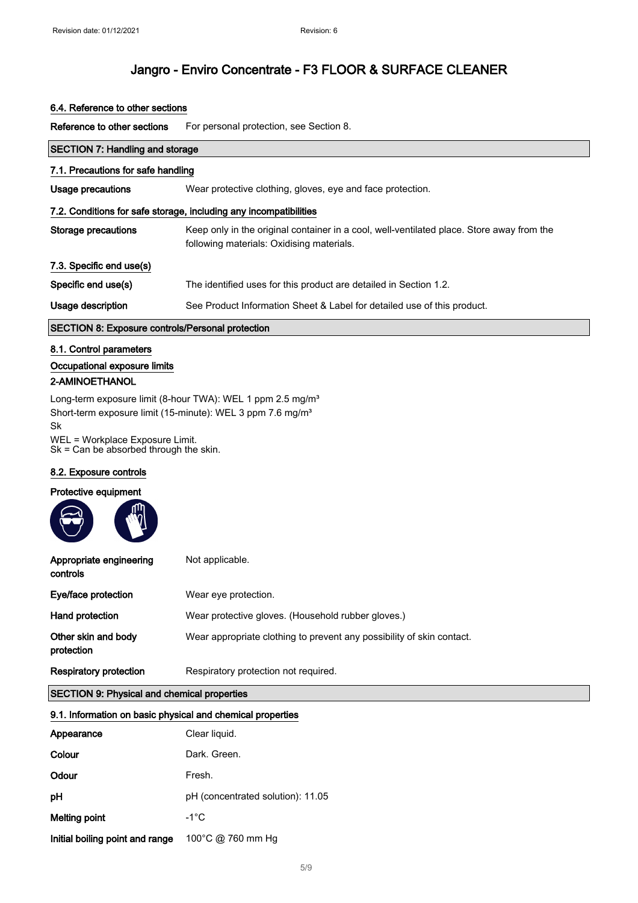# Jangro - Enviro Concentrate - F3 FLOOR & SURFACE CLEANER

### 6.4. Reference to other sections

| | |
|---|---|
| **Reference to other sections** | For personal protection, see Section 8. |

## SECTION 7: Handling and storage

### 7.1. Precautions for safe handling

| | |
|---|---|
| **Usage precautions** | Wear protective clothing, gloves, eye and face protection. |

### 7.2. Conditions for safe storage, including any incompatibilities

| | |
|---|---|
| **Storage precautions** | Keep only in the original container in a cool, well-ventilated place. Store away from the following materials: Oxidising materials. |

### 7.3. Specific end use(s)

| | |
|---|---|
| **Specific end use(s)** | The identified uses for this product are detailed in Section 1.2. |
| **Usage description** | See Product Information Sheet & Label for detailed use of this product. |

## SECTION 8: Exposure controls/Personal protection

### 8.1. Control parameters

### Occupational exposure limits

**2-AMINOETHANOL**

Long-term exposure limit (8-hour TWA): WEL 1 ppm 2.5 mg/m³
Short-term exposure limit (15-minute): WEL 3 ppm 7.6 mg/m³
Sk

WEL = Workplace Exposure Limit.
Sk = Can be absorbed through the skin.

### 8.2. Exposure controls

**Protective equipment**

| | |
|---|---|
| **Appropriate engineering controls** | Not applicable. |
| **Eye/face protection** | Wear eye protection. |
| **Hand protection** | Wear protective gloves. (Household rubber gloves.) |
| **Other skin and body protection** | Wear appropriate clothing to prevent any possibility of skin contact. |
| **Respiratory protection** | Respiratory protection not required. |

## SECTION 9: Physical and chemical properties

### 9.1. Information on basic physical and chemical properties

| | |
|---|---|
| **Appearance** | Clear liquid. |
| **Colour** | Dark. Green. |
| **Odour** | Fresh. |
| **pH** | pH (concentrated solution): 11.05 |
| **Melting point** | -1°C |
| **Initial boiling point and range** | 100°C @ 760 mm Hg |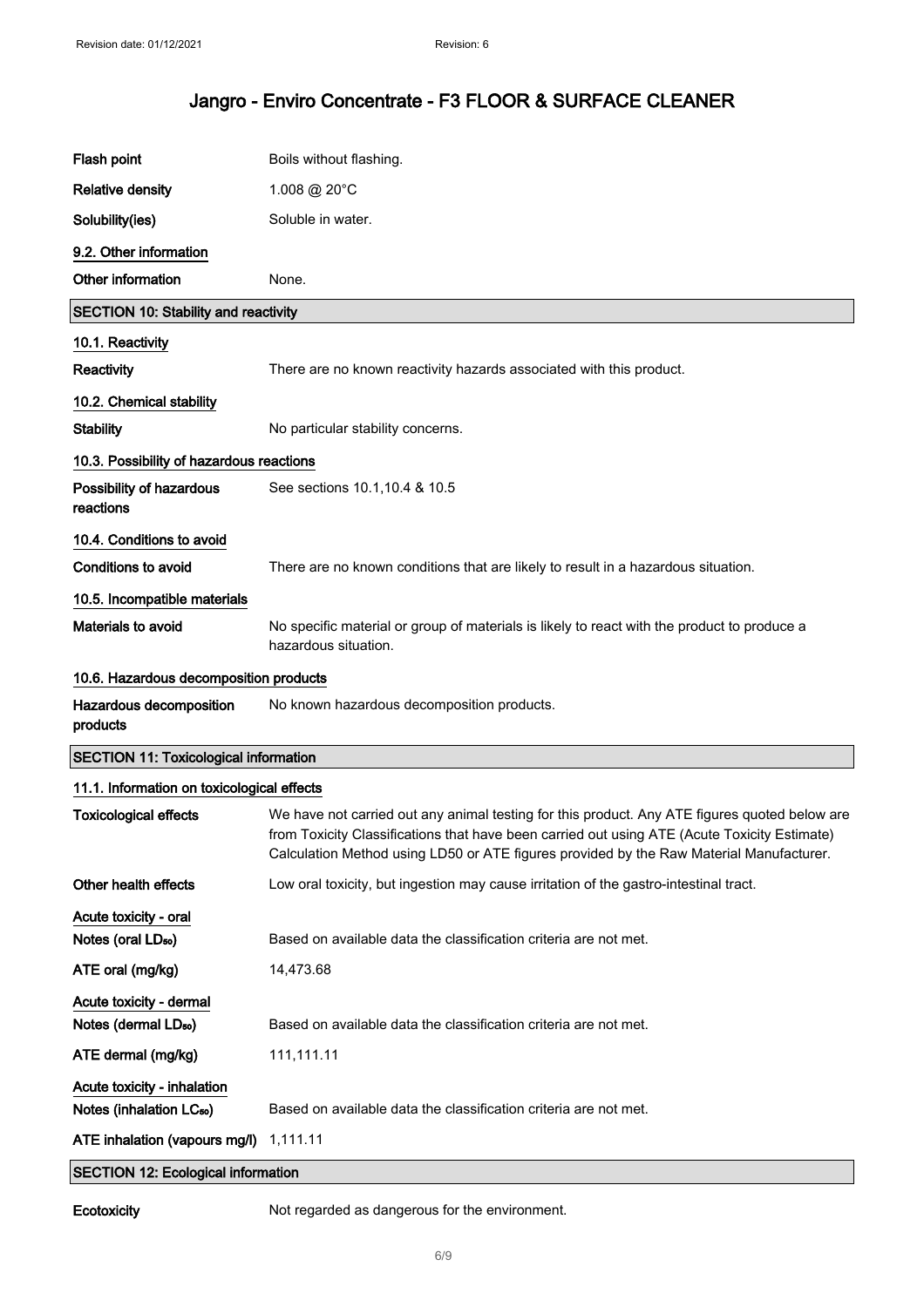| | |
|---|---|
| **Flash point** | Boils without flashing. |
| **Relative density** | 1.008 @ 20°C |
| **Solubility(ies)** | Soluble in water. |

### 9.2. Other information

| | |
|---|---|
| **Other information** | None. |

## SECTION 10: Stability and reactivity

### 10.1. Reactivity

| | |
|---|---|
| **Reactivity** | There are no known reactivity hazards associated with this product. |

### 10.2. Chemical stability

| | |
|---|---|
| **Stability** | No particular stability concerns. |

### 10.3. Possibility of hazardous reactions

| | |
|---|---|
| **Possibility of hazardous reactions** | See sections 10.1,10.4 & 10.5 |

### 10.4. Conditions to avoid

| | |
|---|---|
| **Conditions to avoid** | There are no known conditions that are likely to result in a hazardous situation. |

### 10.5. Incompatible materials

| | |
|---|---|
| **Materials to avoid** | No specific material or group of materials is likely to react with the product to produce a hazardous situation. |

### 10.6. Hazardous decomposition products

| | |
|---|---|
| **Hazardous decomposition products** | No known hazardous decomposition products. |

## SECTION 11: Toxicological information

### 11.1. Information on toxicological effects

| | |
|---|---|
| **Toxicological effects** | We have not carried out any animal testing for this product. Any ATE figures quoted below are from Toxicity Classifications that have been carried out using ATE (Acute Toxicity Estimate) Calculation Method using LD50 or ATE figures provided by the Raw Material Manufacturer. |
| **Other health effects** | Low oral toxicity, but ingestion may cause irritation of the gastro-intestinal tract. |

**Acute toxicity - oral**

| | |
|---|---|
| **Notes (oral $LD_{50}$)** | Based on available data the classification criteria are not met. |
| **ATE oral (mg/kg)** | 14,473.68 |

**Acute toxicity - dermal**

| | |
|---|---|
| **Notes (dermal $LD_{50}$)** | Based on available data the classification criteria are not met. |
| **ATE dermal (mg/kg)** | 111,111.11 |

**Acute toxicity - inhalation**

| | |
|---|---|
| **Notes (inhalation $LC_{50}$)** | Based on available data the classification criteria are not met. |
| **ATE inhalation (vapours mg/l)** | 1,111.11 |

## SECTION 12: Ecological information

| | |
|---|---|
| **Ecotoxicity** | Not regarded as dangerous for the environment. |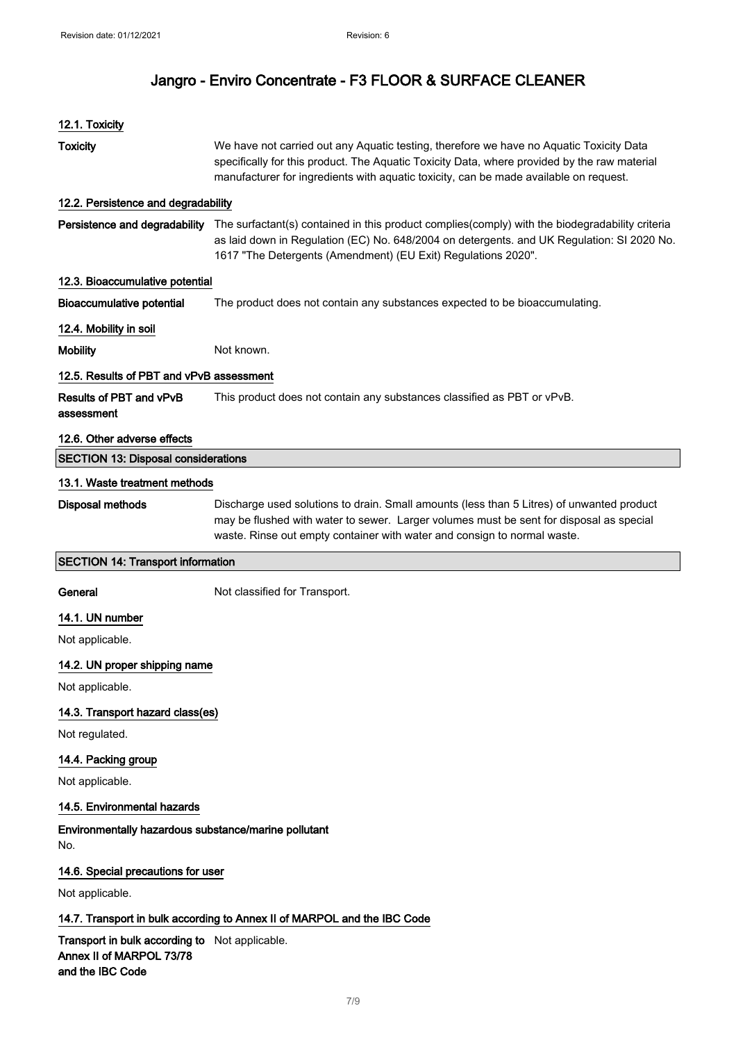### 12.1. Toxicity

**Toxicity** We have not carried out any Aquatic testing, therefore we have no Aquatic Toxicity Data specifically for this product. The Aquatic Toxicity Data, where provided by the raw material manufacturer for ingredients with aquatic toxicity, can be made available on request.

### 12.2. Persistence and degradability

**Persistence and degradability** The surfactant(s) contained in this product complies(comply) with the biodegradability criteria as laid down in Regulation (EC) No. 648/2004 on detergents. and UK Regulation: SI 2020 No. 1617 "The Detergents (Amendment) (EU Exit) Regulations 2020".

### 12.3. Bioaccumulative potential

**Bioaccumulative potential** The product does not contain any substances expected to be bioaccumulating.

### 12.4. Mobility in soil

**Mobility** Not known.

### 12.5. Results of PBT and vPvB assessment

**Results of PBT and vPvB assessment** This product does not contain any substances classified as PBT or vPvB.

### 12.6. Other adverse effects

## SECTION 13: Disposal considerations

### 13.1. Waste treatment methods

**Disposal methods** Discharge used solutions to drain. Small amounts (less than 5 Litres) of unwanted product may be flushed with water to sewer. Larger volumes must be sent for disposal as special waste. Rinse out empty container with water and consign to normal waste.

## SECTION 14: Transport information

**General** Not classified for Transport.

### 14.1. UN number

Not applicable.

### 14.2. UN proper shipping name

Not applicable.

### 14.3. Transport hazard class(es)

Not regulated.

### 14.4. Packing group

Not applicable.

### 14.5. Environmental hazards

**Environmentally hazardous substance/marine pollutant**

No.

### 14.6. Special precautions for user

Not applicable.

### 14.7. Transport in bulk according to Annex II of MARPOL and the IBC Code

**Transport in bulk according to Annex II of MARPOL 73/78 and the IBC Code** Not applicable.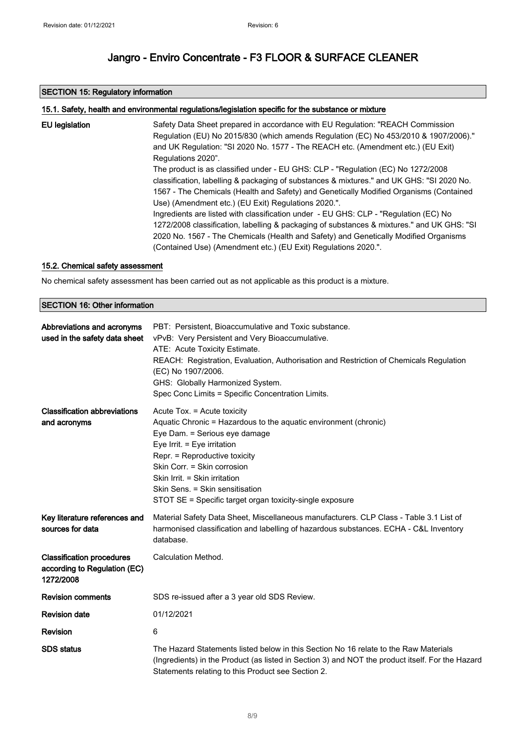## SECTION 15: Regulatory information

### 15.1. Safety, health and environmental regulations/legislation specific for the substance or mixture

| | |
|---|---|
| **EU legislation** | Safety Data Sheet prepared in accordance with EU Regulation: "REACH Commission Regulation (EU) No 2015/830 (which amends Regulation (EC) No 453/2010 & 1907/2006)." and UK Regulation: "SI 2020 No. 1577 - The REACH etc. (Amendment etc.) (EU Exit) Regulations 2020". The product is as classified under - EU GHS: CLP - "Regulation (EC) No 1272/2008 classification, labelling & packaging of substances & mixtures." and UK GHS: "SI 2020 No. 1567 - The Chemicals (Health and Safety) and Genetically Modified Organisms (Contained Use) (Amendment etc.) (EU Exit) Regulations 2020.". Ingredients are listed with classification under - EU GHS: CLP - "Regulation (EC) No 1272/2008 classification, labelling & packaging of substances & mixtures." and UK GHS: "SI 2020 No. 1567 - The Chemicals (Health and Safety) and Genetically Modified Organisms (Contained Use) (Amendment etc.) (EU Exit) Regulations 2020.". |

### 15.2. Chemical safety assessment

No chemical safety assessment has been carried out as not applicable as this product is a mixture.

## SECTION 16: Other information

| | |
|---|---|
| **Abbreviations and acronyms used in the safety data sheet** | PBT: Persistent, Bioaccumulative and Toxic substance.<br>vPvB: Very Persistent and Very Bioaccumulative.<br>ATE: Acute Toxicity Estimate.<br>REACH: Registration, Evaluation, Authorisation and Restriction of Chemicals Regulation (EC) No 1907/2006.<br>GHS: Globally Harmonized System.<br>Spec Conc Limits = Specific Concentration Limits. |
| **Classification abbreviations and acronyms** | Acute Tox. = Acute toxicity<br>Aquatic Chronic = Hazardous to the aquatic environment (chronic)<br>Eye Dam. = Serious eye damage<br>Eye Irrit. = Eye irritation<br>Repr. = Reproductive toxicity<br>Skin Corr. = Skin corrosion<br>Skin Irrit. = Skin irritation<br>Skin Sens. = Skin sensitisation<br>STOT SE = Specific target organ toxicity-single exposure |
| **Key literature references and sources for data** | Material Safety Data Sheet, Miscellaneous manufacturers. CLP Class - Table 3.1 List of harmonised classification and labelling of hazardous substances. ECHA - C&L Inventory database. |
| **Classification procedures according to Regulation (EC) 1272/2008** | Calculation Method. |
| **Revision comments** | SDS re-issued after a 3 year old SDS Review. |
| **Revision date** | 01/12/2021 |
| **Revision** | 6 |
| **SDS status** | The Hazard Statements listed below in this Section No 16 relate to the Raw Materials (Ingredients) in the Product (as listed in Section 3) and NOT the product itself. For the Hazard Statements relating to this Product see Section 2. |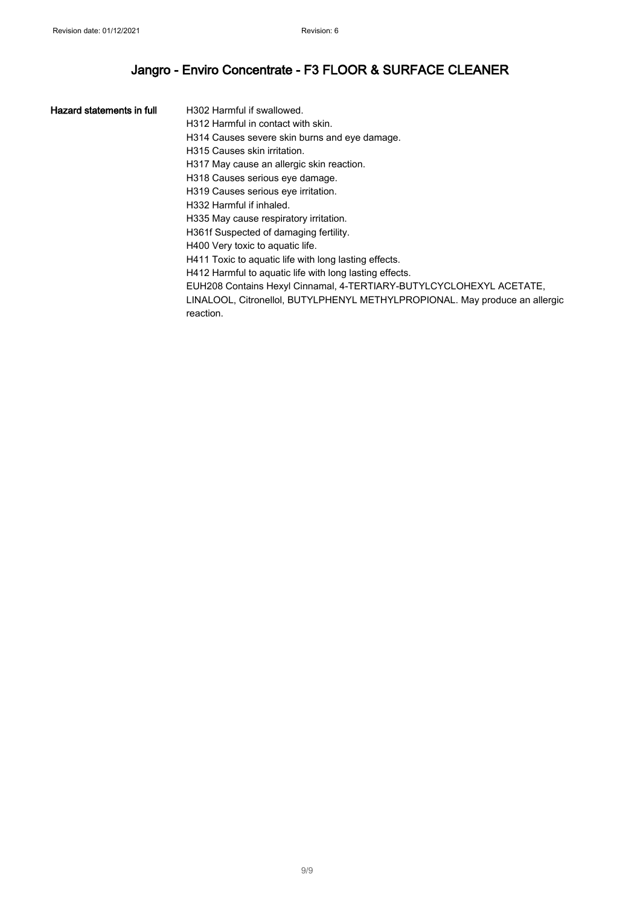**Hazard statements in full**

H302 Harmful if swallowed.
H312 Harmful in contact with skin.
H314 Causes severe skin burns and eye damage.
H315 Causes skin irritation.
H317 May cause an allergic skin reaction.
H318 Causes serious eye damage.
H319 Causes serious eye irritation.
H332 Harmful if inhaled.
H335 May cause respiratory irritation.
H361f Suspected of damaging fertility.
H400 Very toxic to aquatic life.
H411 Toxic to aquatic life with long lasting effects.
H412 Harmful to aquatic life with long lasting effects.
EUH208 Contains Hexyl Cinnamal, 4-TERTIARY-BUTYLCYCLOHEXYL ACETATE, LINALOOL, Citronellol, BUTYLPHENYL METHYLPROPIONAL. May produce an allergic reaction.